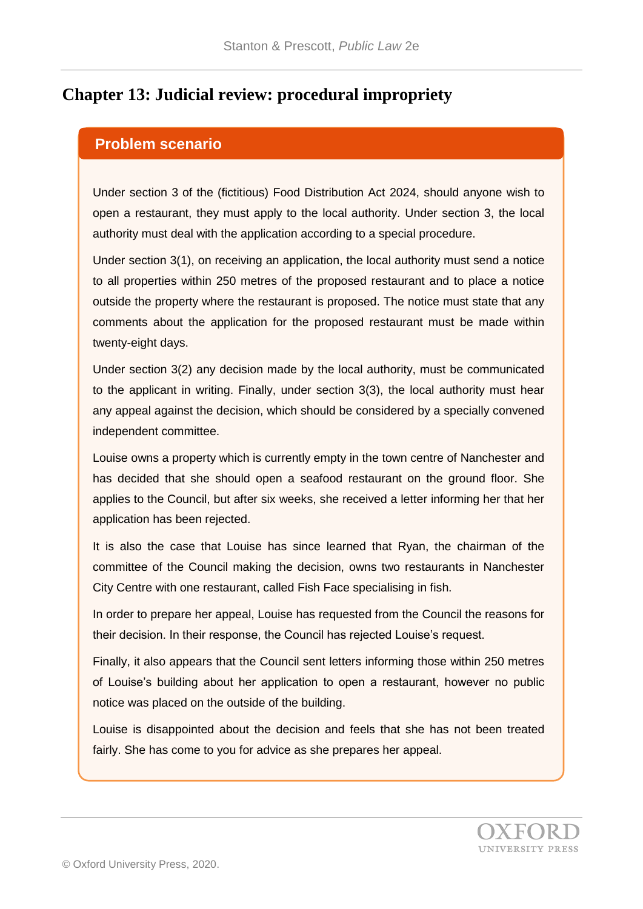# Chapter 13: Judicial review: procedural impropriety

## Problem scenario

Under section 3 of the (fictitious) Food Distribution Act 2024, should anyone wish to open a restaurant, they must apply to the local authority. Under section 3, the local authority must deal with the application according to a special procedure.

Under section 3(1), on receiving an application, the local authority must send a notice to all properties within 250 metres of the proposed restaurant and to place a notice outside the property where the restaurant is proposed. The notice must state that any comments about the application for the proposed restaurant must be made within twenty-eight days.

Under section 3(2) any decision made by the local authority, must be communicated to the applicant in writing. Finally, under section 3(3), the local authority must hear any appeal against the decision, which should be considered by a specially convened independent committee.

Louise owns a property which is currently empty in the town centre of Nanchester and has decided that she should open a seafood restaurant on the ground floor. She applies to the Council, but after six weeks, she received a letter informing her that her application has been rejected.

It is also the case that Louise has since learned that Ryan, the chairman of the committee of the Council making the decision, owns two restaurants in Nanchester City Centre with one restaurant, called Fish Face specialising in fish.

In order to prepare her appeal, Louise has requested from the Council the reasons for their decision. In their response, the Council has rejected Louise's request.

Finally, it also appears that the Council sent letters informing those within 250 metres of Louise's building about her application to open a restaurant, however no public notice was placed on the outside of the building.

Louise is disappointed about the decision and feels that she has not been treated fairly. She has come to you for advice as she prepares her appeal.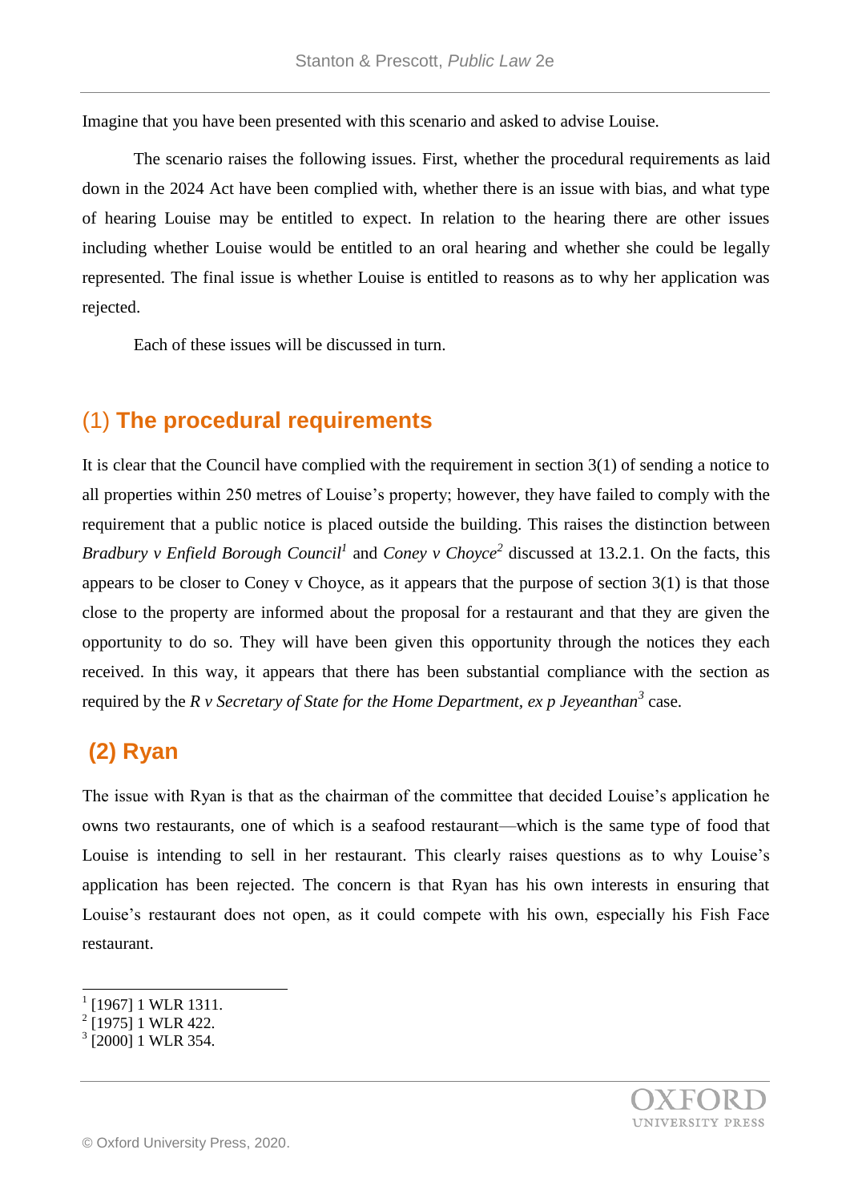Imagine that you have been presented with this scenario and asked to advise Louise.

The scenario raises the following issues. First, whether the procedural requirements as laid down in the 2024 Act have been complied with, whether there is an issue with bias, and what type of hearing Louise may be entitled to expect. In relation to the hearing there are other issues including whether Louise would be entitled to an oral hearing and whether she could be legally represented. The final issue is whether Louise is entitled to reasons as to why her application was rejected.

Each of these issues will be discussed in turn.

## (1) The procedural requirements

It is clear that the Council have complied with the requirement in section 3(1) of sending a notice to all properties within 250 metres of Louise's property; however, they have failed to comply with the requirement that a public notice is placed outside the building. This raises the distinction between *Bradbury v Enfield Borough Council*[1] and *Coney v Choyce*[2] discussed at 13.2.1. On the facts, this appears to be closer to Coney v Choyce, as it appears that the purpose of section 3(1) is that those close to the property are informed about the proposal for a restaurant and that they are given the opportunity to do so. They will have been given this opportunity through the notices they each received. In this way, it appears that there has been substantial compliance with the section as required by the *R v Secretary of State for the Home Department, ex p Jeyeanthan*[3] case.

## (2) Ryan

The issue with Ryan is that as the chairman of the committee that decided Louise's application he owns two restaurants, one of which is a seafood restaurant—which is the same type of food that Louise is intending to sell in her restaurant. This clearly raises questions as to why Louise's application has been rejected. The concern is that Ryan has his own interests in ensuring that Louise's restaurant does not open, as it could compete with his own, especially his Fish Face restaurant.

---

[1] [1967] 1 WLR 1311.
[2] [1975] 1 WLR 422.
[3] [2000] 1 WLR 354.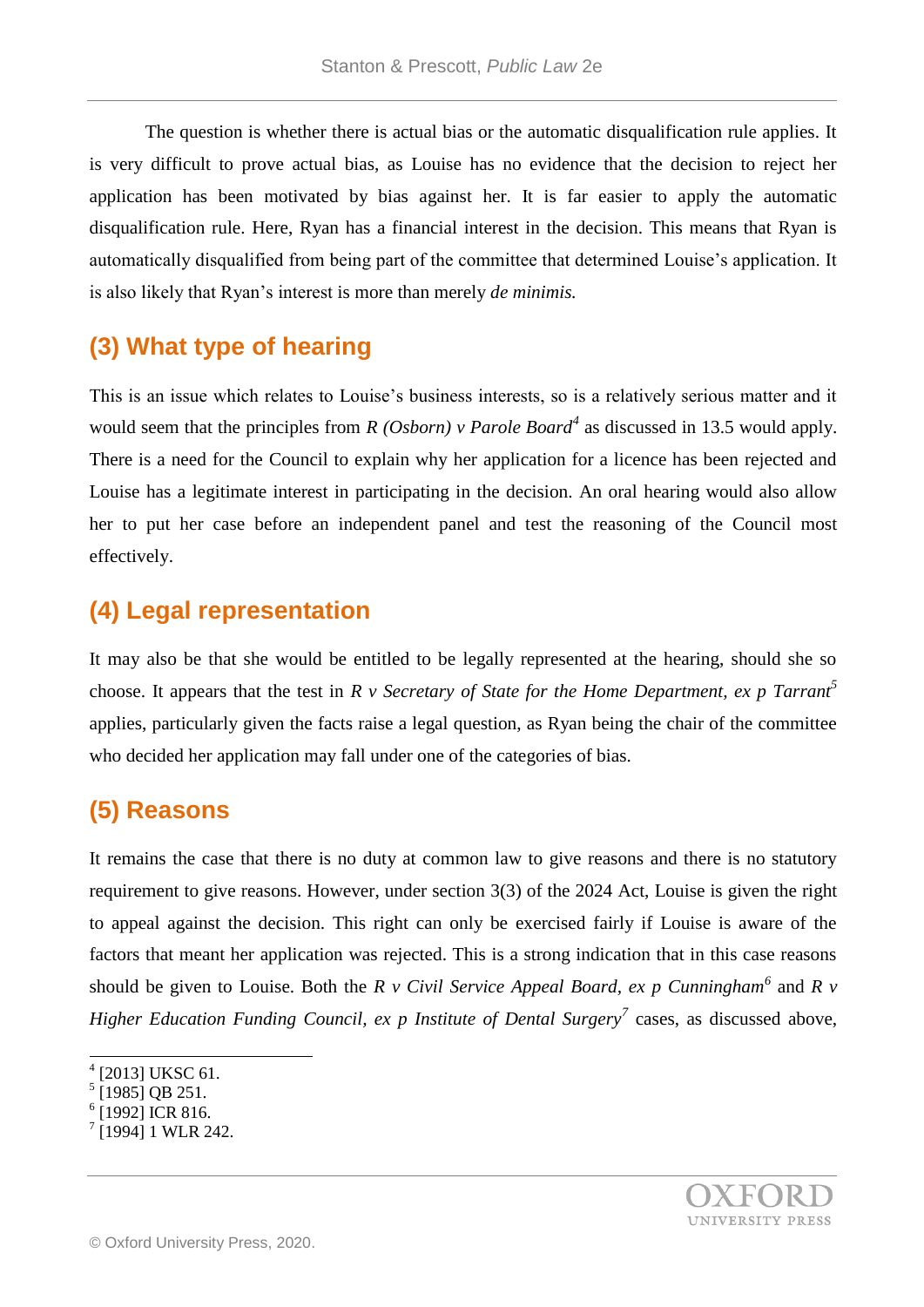The question is whether there is actual bias or the automatic disqualification rule applies. It is very difficult to prove actual bias, as Louise has no evidence that the decision to reject her application has been motivated by bias against her. It is far easier to apply the automatic disqualification rule. Here, Ryan has a financial interest in the decision. This means that Ryan is automatically disqualified from being part of the committee that determined Louise's application. It is also likely that Ryan's interest is more than merely *de minimis.*

## (3) What type of hearing

This is an issue which relates to Louise's business interests, so is a relatively serious matter and it would seem that the principles from *R (Osborn) v Parole Board*[4] as discussed in 13.5 would apply. There is a need for the Council to explain why her application for a licence has been rejected and Louise has a legitimate interest in participating in the decision. An oral hearing would also allow her to put her case before an independent panel and test the reasoning of the Council most effectively.

## (4) Legal representation

It may also be that she would be entitled to be legally represented at the hearing, should she so choose. It appears that the test in *R v Secretary of State for the Home Department, ex p Tarrant*[5] applies, particularly given the facts raise a legal question, as Ryan being the chair of the committee who decided her application may fall under one of the categories of bias.

## (5) Reasons

It remains the case that there is no duty at common law to give reasons and there is no statutory requirement to give reasons. However, under section 3(3) of the 2024 Act, Louise is given the right to appeal against the decision. This right can only be exercised fairly if Louise is aware of the factors that meant her application was rejected. This is a strong indication that in this case reasons should be given to Louise. Both the *R v Civil Service Appeal Board, ex p Cunningham*[6] and *R v Higher Education Funding Council, ex p Institute of Dental Surgery*[7] cases, as discussed above,

[4] [2013] UKSC 61.
[5] [1985] QB 251.
[6] [1992] ICR 816.
[7] [1994] 1 WLR 242.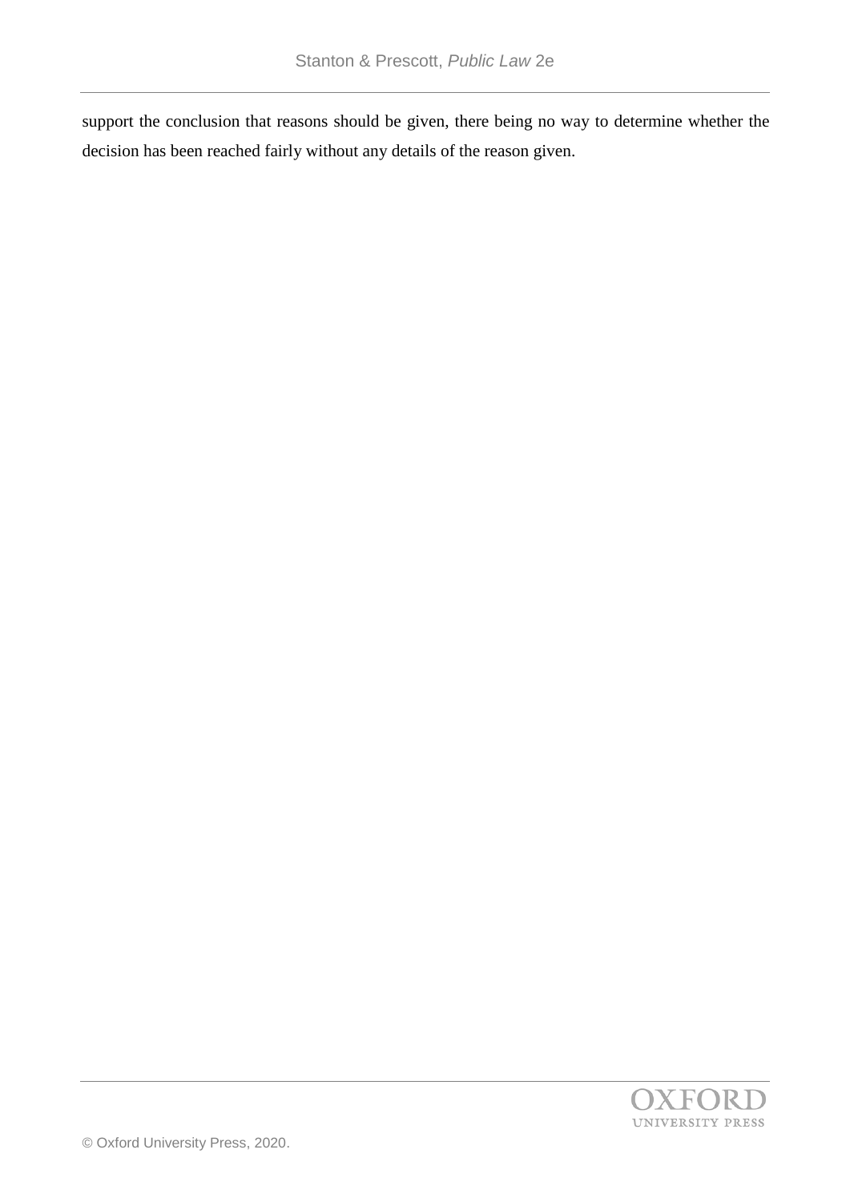support the conclusion that reasons should be given, there being no way to determine whether the decision has been reached fairly without any details of the reason given.